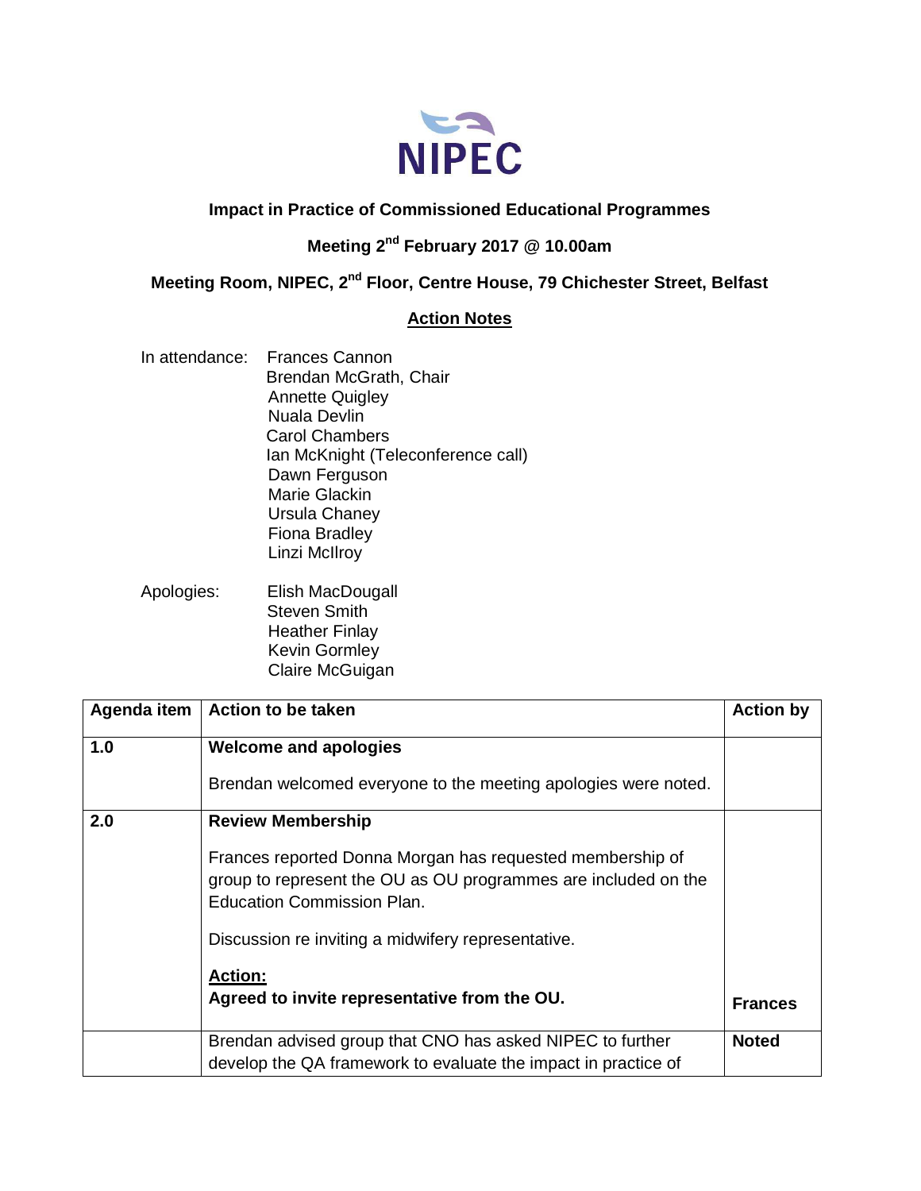NIPEC

**Impact in Practice of Commissioned Educational Programmes**

**Meeting 2nd February 2017 @ 10.00am**

**Meeting Room, NIPEC, 2nd Floor, Centre House, 79 Chichester Street, Belfast**

**Action Notes**

In attendance:
Frances Cannon
Brendan McGrath, Chair
Annette Quigley
Nuala Devlin
Carol Chambers
Ian McKnight (Teleconference call)
Dawn Ferguson
Marie Glackin
Ursula Chaney
Fiona Bradley
Linzi McIlroy

Apologies:
Elish MacDougall
Steven Smith
Heather Finlay
Kevin Gormley
Claire McGuigan

| Agenda item | Action to be taken | Action by |
|---|---|---|
| 1.0 | **Welcome and apologies**<br><br>Brendan welcomed everyone to the meeting apologies were noted. | |
| 2.0 | **Review Membership**<br><br>Frances reported Donna Morgan has requested membership of group to represent the OU as OU programmes are included on the Education Commission Plan.<br><br>Discussion re inviting a midwifery representative.<br><br>**Action:**<br>**Agreed to invite representative from the OU.** | **Frances** |
| | Brendan advised group that CNO has asked NIPEC to further develop the QA framework to evaluate the impact in practice of | **Noted** |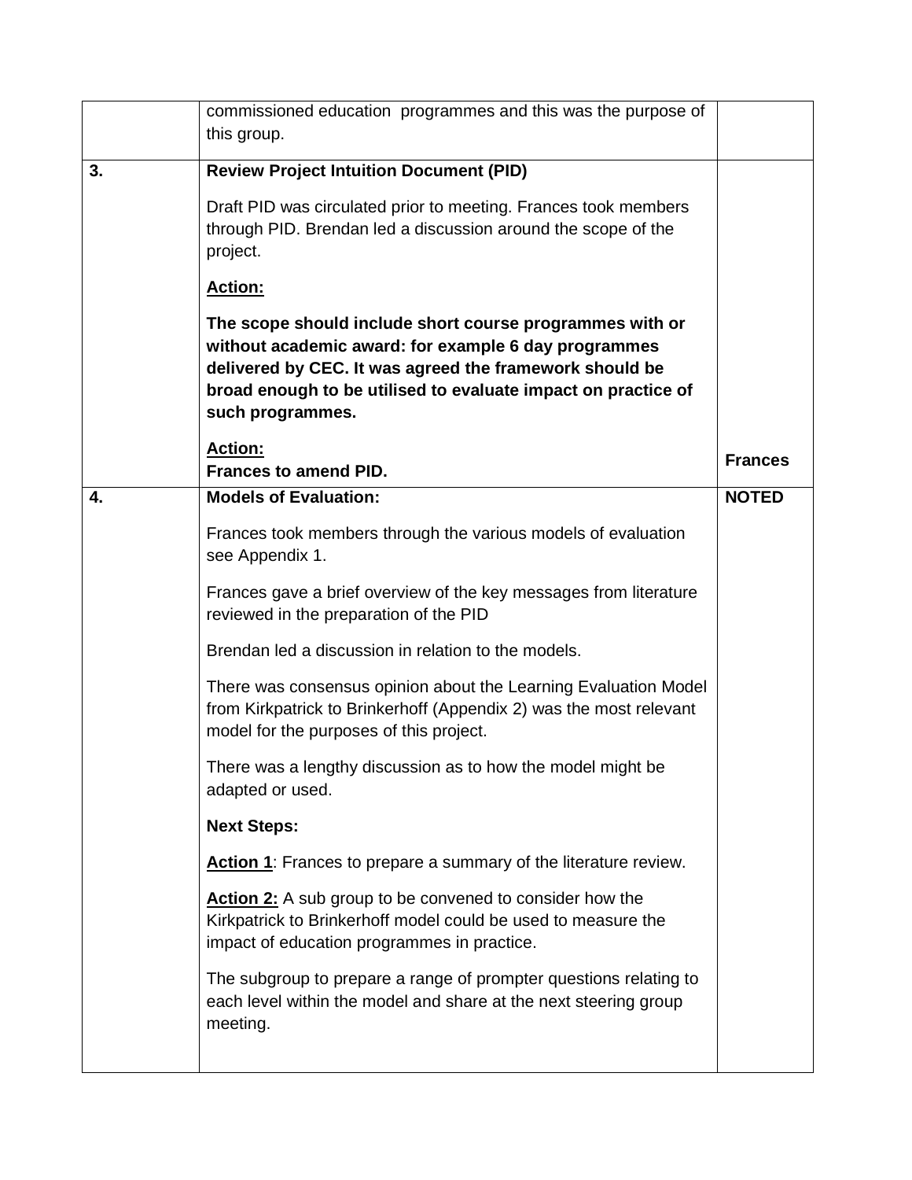|  |  |  |
|---|---|---|
|  | commissioned education programmes and this was the purpose of this group. |  |
| **3.** | **Review Project Intuition Document (PID)**<br><br>Draft PID was circulated prior to meeting. Frances took members through PID. Brendan led a discussion around the scope of the project.<br><br>**Action:**<br><br>**The scope should include short course programmes with or without academic award: for example 6 day programmes delivered by CEC. It was agreed the framework should be broad enough to be utilised to evaluate impact on practice of such programmes.**<br><br>**Action:**<br>**Frances to amend PID.** | **Frances** |
| **4.** | **Models of Evaluation:**<br><br>Frances took members through the various models of evaluation see Appendix 1.<br><br>Frances gave a brief overview of the key messages from literature reviewed in the preparation of the PID<br><br>Brendan led a discussion in relation to the models.<br><br>There was consensus opinion about the Learning Evaluation Model from Kirkpatrick to Brinkerhoff (Appendix 2) was the most relevant model for the purposes of this project.<br><br>There was a lengthy discussion as to how the model might be adapted or used.<br><br>**Next Steps:**<br><br>**Action 1**: Frances to prepare a summary of the literature review.<br><br>**Action 2:** A sub group to be convened to consider how the Kirkpatrick to Brinkerhoff model could be used to measure the impact of education programmes in practice.<br><br>The subgroup to prepare a range of prompter questions relating to each level within the model and share at the next steering group meeting. | **NOTED** |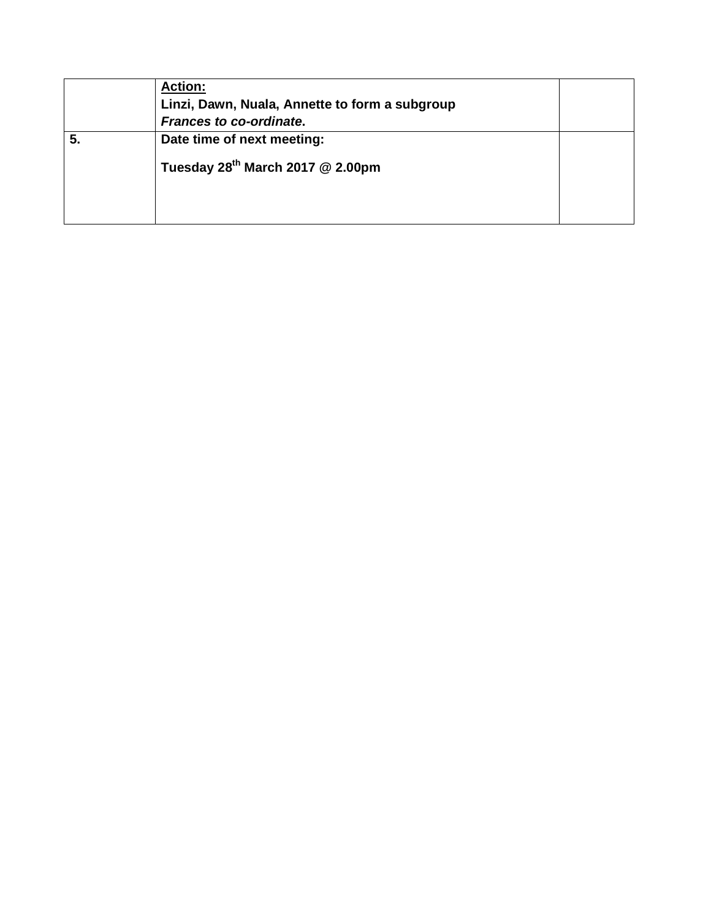| | | |
|---|---|---|
| | **Action:**<br>**Linzi, Dawn, Nuala, Annette to form a subgroup**<br>***Frances to co-ordinate*****.** | |
| **5.** | **Date time of next meeting:**<br><br>**Tuesday 28th March 2017 @ 2.00pm** | |